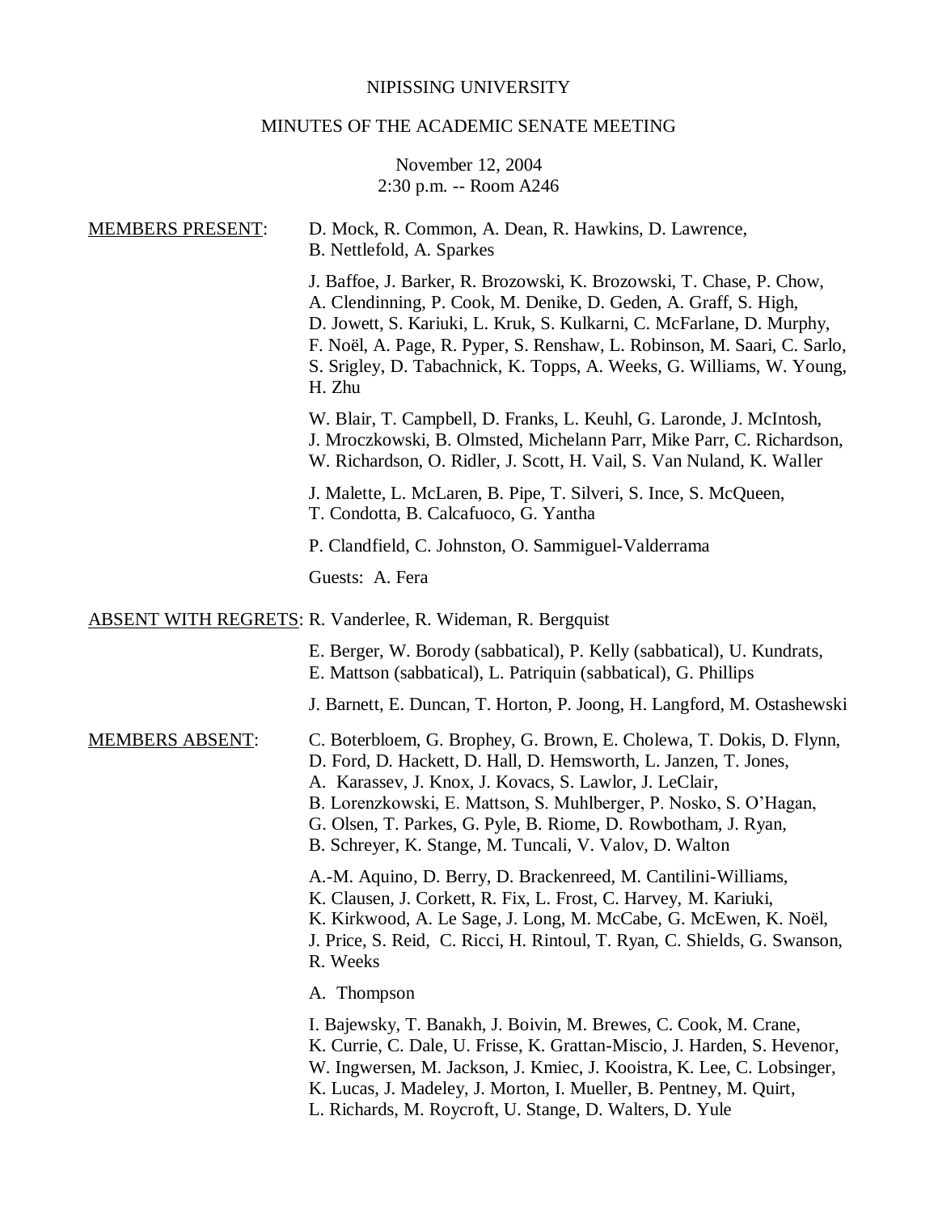NIPISSING UNIVERSITY

MINUTES OF THE ACADEMIC SENATE MEETING

November 12, 2004
2:30 p.m. -- Room A246

<u>MEMBERS PRESENT</u>:

D. Mock, R. Common, A. Dean, R. Hawkins, D. Lawrence, B. Nettlefold, A. Sparkes

J. Baffoe, J. Barker, R. Brozowski, K. Brozowski, T. Chase, P. Chow, A. Clendinning, P. Cook, M. Denike, D. Geden, A. Graff, S. High, D. Jowett, S. Kariuki, L. Kruk, S. Kulkarni, C. McFarlane, D. Murphy, F. Noël, A. Page, R. Pyper, S. Renshaw, L. Robinson, M. Saari, C. Sarlo, S. Srigley, D. Tabachnick, K. Topps, A. Weeks, G. Williams, W. Young, H. Zhu

W. Blair, T. Campbell, D. Franks, L. Keuhl, G. Laronde, J. McIntosh, J. Mroczkowski, B. Olmsted, Michelann Parr, Mike Parr, C. Richardson, W. Richardson, O. Ridler, J. Scott, H. Vail, S. Van Nuland, K. Waller

J. Malette, L. McLaren, B. Pipe, T. Silveri, S. Ince, S. McQueen, T. Condotta, B. Calcafuoco, G. Yantha

P. Clandfield, C. Johnston, O. Sammiguel-Valderrama

Guests: A. Fera

<u>ABSENT WITH REGRETS</u>: R. Vanderlee, R. Wideman, R. Bergquist

E. Berger, W. Borody (sabbatical), P. Kelly (sabbatical), U. Kundrats, E. Mattson (sabbatical), L. Patriquin (sabbatical), G. Phillips

J. Barnett, E. Duncan, T. Horton, P. Joong, H. Langford, M. Ostashewski

<u>MEMBERS ABSENT</u>:

C. Boterbloem, G. Brophey, G. Brown, E. Cholewa, T. Dokis, D. Flynn, D. Ford, D. Hackett, D. Hall, D. Hemsworth, L. Janzen, T. Jones, A. Karassev, J. Knox, J. Kovacs, S. Lawlor, J. LeClair, B. Lorenzkowski, E. Mattson, S. Muhlberger, P. Nosko, S. O'Hagan, G. Olsen, T. Parkes, G. Pyle, B. Riome, D. Rowbotham, J. Ryan, B. Schreyer, K. Stange, M. Tuncali, V. Valov, D. Walton

A.-M. Aquino, D. Berry, D. Brackenreed, M. Cantilini-Williams, K. Clausen, J. Corkett, R. Fix, L. Frost, C. Harvey, M. Kariuki, K. Kirkwood, A. Le Sage, J. Long, M. McCabe, G. McEwen, K. Noël, J. Price, S. Reid, C. Ricci, H. Rintoul, T. Ryan, C. Shields, G. Swanson, R. Weeks

A. Thompson

I. Bajewsky, T. Banakh, J. Boivin, M. Brewes, C. Cook, M. Crane, K. Currie, C. Dale, U. Frisse, K. Grattan-Miscio, J. Harden, S. Hevenor, W. Ingwersen, M. Jackson, J. Kmiec, J. Kooistra, K. Lee, C. Lobsinger, K. Lucas, J. Madeley, J. Morton, I. Mueller, B. Pentney, M. Quirt, L. Richards, M. Roycroft, U. Stange, D. Walters, D. Yule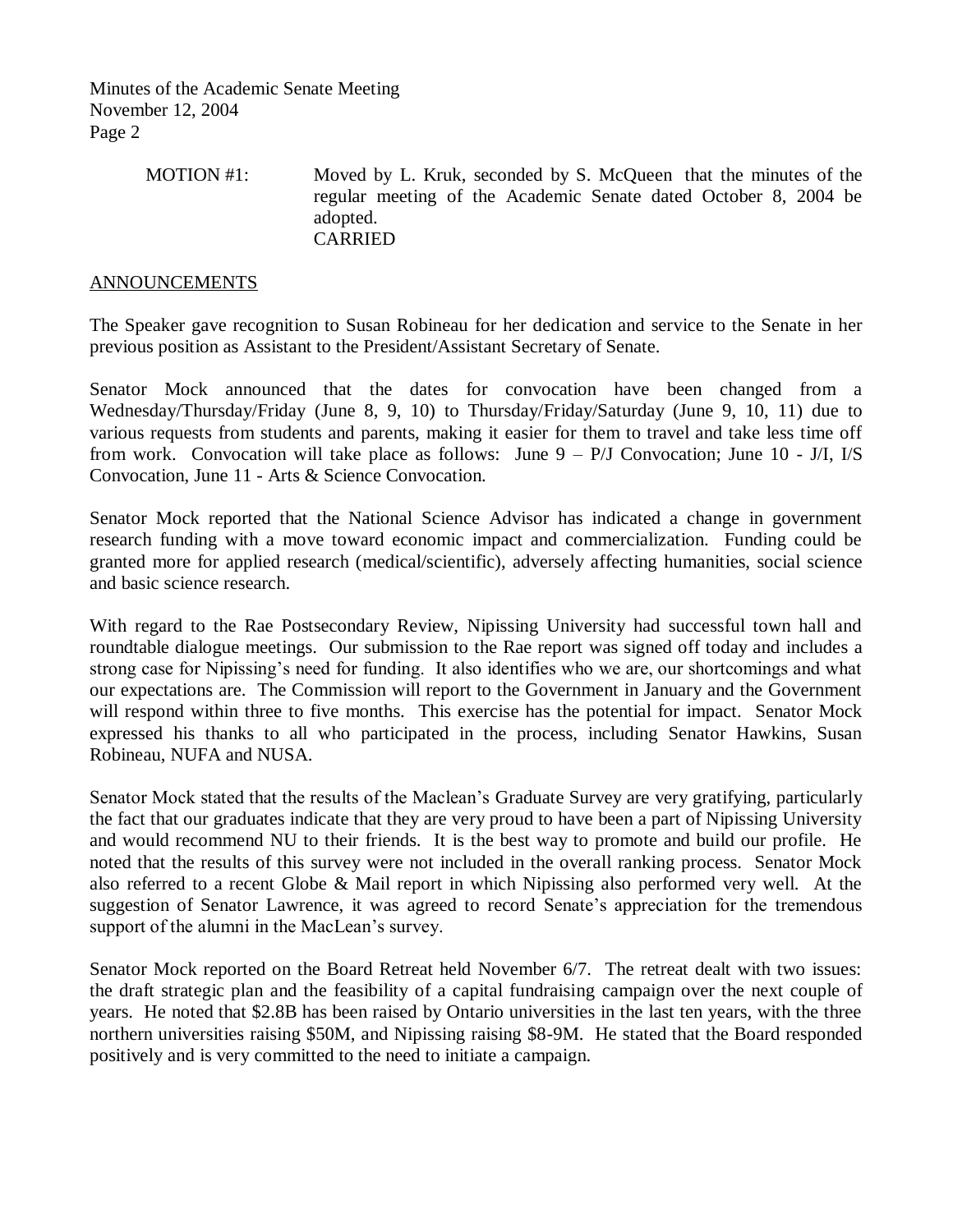MOTION #1: Moved by L. Kruk, seconded by S. McQueen that the minutes of the regular meeting of the Academic Senate dated October 8, 2004 be adopted.
CARRIED

## ANNOUNCEMENTS

The Speaker gave recognition to Susan Robineau for her dedication and service to the Senate in her previous position as Assistant to the President/Assistant Secretary of Senate.

Senator Mock announced that the dates for convocation have been changed from a Wednesday/Thursday/Friday (June 8, 9, 10) to Thursday/Friday/Saturday (June 9, 10, 11) due to various requests from students and parents, making it easier for them to travel and take less time off from work. Convocation will take place as follows: June 9 – P/J Convocation; June 10 - J/I, I/S Convocation, June 11 - Arts & Science Convocation.

Senator Mock reported that the National Science Advisor has indicated a change in government research funding with a move toward economic impact and commercialization. Funding could be granted more for applied research (medical/scientific), adversely affecting humanities, social science and basic science research.

With regard to the Rae Postsecondary Review, Nipissing University had successful town hall and roundtable dialogue meetings. Our submission to the Rae report was signed off today and includes a strong case for Nipissing's need for funding. It also identifies who we are, our shortcomings and what our expectations are. The Commission will report to the Government in January and the Government will respond within three to five months. This exercise has the potential for impact. Senator Mock expressed his thanks to all who participated in the process, including Senator Hawkins, Susan Robineau, NUFA and NUSA.

Senator Mock stated that the results of the Maclean's Graduate Survey are very gratifying, particularly the fact that our graduates indicate that they are very proud to have been a part of Nipissing University and would recommend NU to their friends. It is the best way to promote and build our profile. He noted that the results of this survey were not included in the overall ranking process. Senator Mock also referred to a recent Globe & Mail report in which Nipissing also performed very well. At the suggestion of Senator Lawrence, it was agreed to record Senate's appreciation for the tremendous support of the alumni in the MacLean's survey.

Senator Mock reported on the Board Retreat held November 6/7. The retreat dealt with two issues: the draft strategic plan and the feasibility of a capital fundraising campaign over the next couple of years. He noted that $2.8B has been raised by Ontario universities in the last ten years, with the three northern universities raising $50M, and Nipissing raising $8-9M. He stated that the Board responded positively and is very committed to the need to initiate a campaign.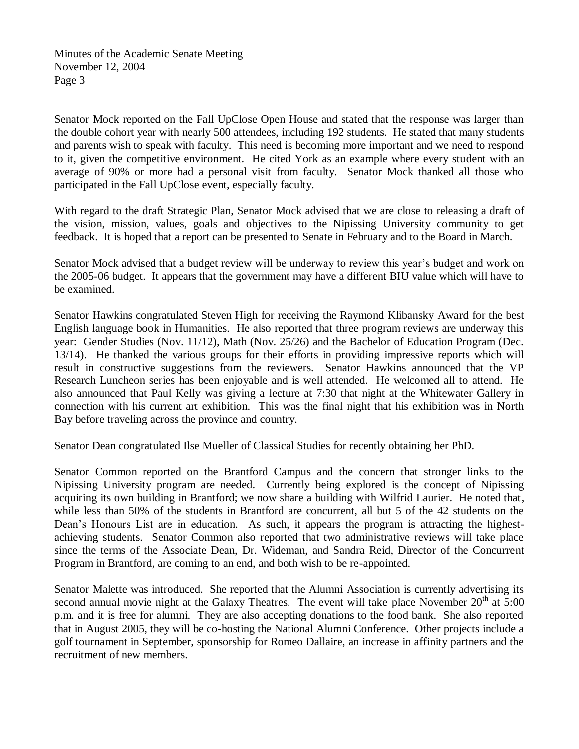Senator Mock reported on the Fall UpClose Open House and stated that the response was larger than the double cohort year with nearly 500 attendees, including 192 students. He stated that many students and parents wish to speak with faculty. This need is becoming more important and we need to respond to it, given the competitive environment. He cited York as an example where every student with an average of 90% or more had a personal visit from faculty. Senator Mock thanked all those who participated in the Fall UpClose event, especially faculty.

With regard to the draft Strategic Plan, Senator Mock advised that we are close to releasing a draft of the vision, mission, values, goals and objectives to the Nipissing University community to get feedback. It is hoped that a report can be presented to Senate in February and to the Board in March.

Senator Mock advised that a budget review will be underway to review this year's budget and work on the 2005-06 budget. It appears that the government may have a different BIU value which will have to be examined.

Senator Hawkins congratulated Steven High for receiving the Raymond Klibansky Award for the best English language book in Humanities. He also reported that three program reviews are underway this year: Gender Studies (Nov. 11/12), Math (Nov. 25/26) and the Bachelor of Education Program (Dec. 13/14). He thanked the various groups for their efforts in providing impressive reports which will result in constructive suggestions from the reviewers. Senator Hawkins announced that the VP Research Luncheon series has been enjoyable and is well attended. He welcomed all to attend. He also announced that Paul Kelly was giving a lecture at 7:30 that night at the Whitewater Gallery in connection with his current art exhibition. This was the final night that his exhibition was in North Bay before traveling across the province and country.

Senator Dean congratulated Ilse Mueller of Classical Studies for recently obtaining her PhD.

Senator Common reported on the Brantford Campus and the concern that stronger links to the Nipissing University program are needed. Currently being explored is the concept of Nipissing acquiring its own building in Brantford; we now share a building with Wilfrid Laurier. He noted that, while less than 50% of the students in Brantford are concurrent, all but 5 of the 42 students on the Dean's Honours List are in education. As such, it appears the program is attracting the highest-achieving students. Senator Common also reported that two administrative reviews will take place since the terms of the Associate Dean, Dr. Wideman, and Sandra Reid, Director of the Concurrent Program in Brantford, are coming to an end, and both wish to be re-appointed.

Senator Malette was introduced. She reported that the Alumni Association is currently advertising its second annual movie night at the Galaxy Theatres. The event will take place November 20th at 5:00 p.m. and it is free for alumni. They are also accepting donations to the food bank. She also reported that in August 2005, they will be co-hosting the National Alumni Conference. Other projects include a golf tournament in September, sponsorship for Romeo Dallaire, an increase in affinity partners and the recruitment of new members.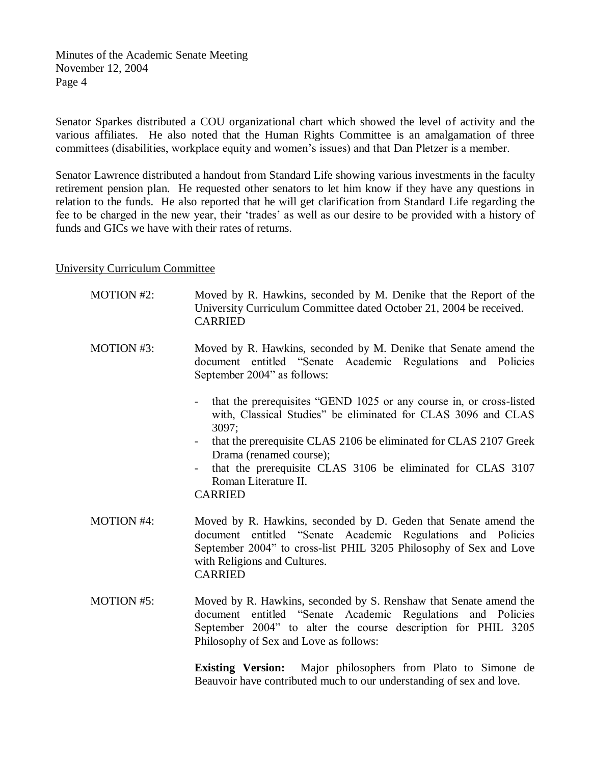Senator Sparkes distributed a COU organizational chart which showed the level of activity and the various affiliates. He also noted that the Human Rights Committee is an amalgamation of three committees (disabilities, workplace equity and women's issues) and that Dan Pletzer is a member.

Senator Lawrence distributed a handout from Standard Life showing various investments in the faculty retirement pension plan. He requested other senators to let him know if they have any questions in relation to the funds. He also reported that he will get clarification from Standard Life regarding the fee to be charged in the new year, their 'trades' as well as our desire to be provided with a history of funds and GICs we have with their rates of returns.

<u>University Curriculum Committee</u>

MOTION #2: Moved by R. Hawkins, seconded by M. Denike that the Report of the University Curriculum Committee dated October 21, 2004 be received.
CARRIED

MOTION #3: Moved by R. Hawkins, seconded by M. Denike that Senate amend the document entitled "Senate Academic Regulations and Policies September 2004" as follows:

- that the prerequisites "GEND 1025 or any course in, or cross-listed with, Classical Studies" be eliminated for CLAS 3096 and CLAS 3097;
- that the prerequisite CLAS 2106 be eliminated for CLAS 2107 Greek Drama (renamed course);
- that the prerequisite CLAS 3106 be eliminated for CLAS 3107 Roman Literature II.

CARRIED

MOTION #4: Moved by R. Hawkins, seconded by D. Geden that Senate amend the document entitled "Senate Academic Regulations and Policies September 2004" to cross-list PHIL 3205 Philosophy of Sex and Love with Religions and Cultures.
CARRIED

MOTION #5: Moved by R. Hawkins, seconded by S. Renshaw that Senate amend the document entitled "Senate Academic Regulations and Policies September 2004" to alter the course description for PHIL 3205 Philosophy of Sex and Love as follows:

**Existing Version:** Major philosophers from Plato to Simone de Beauvoir have contributed much to our understanding of sex and love.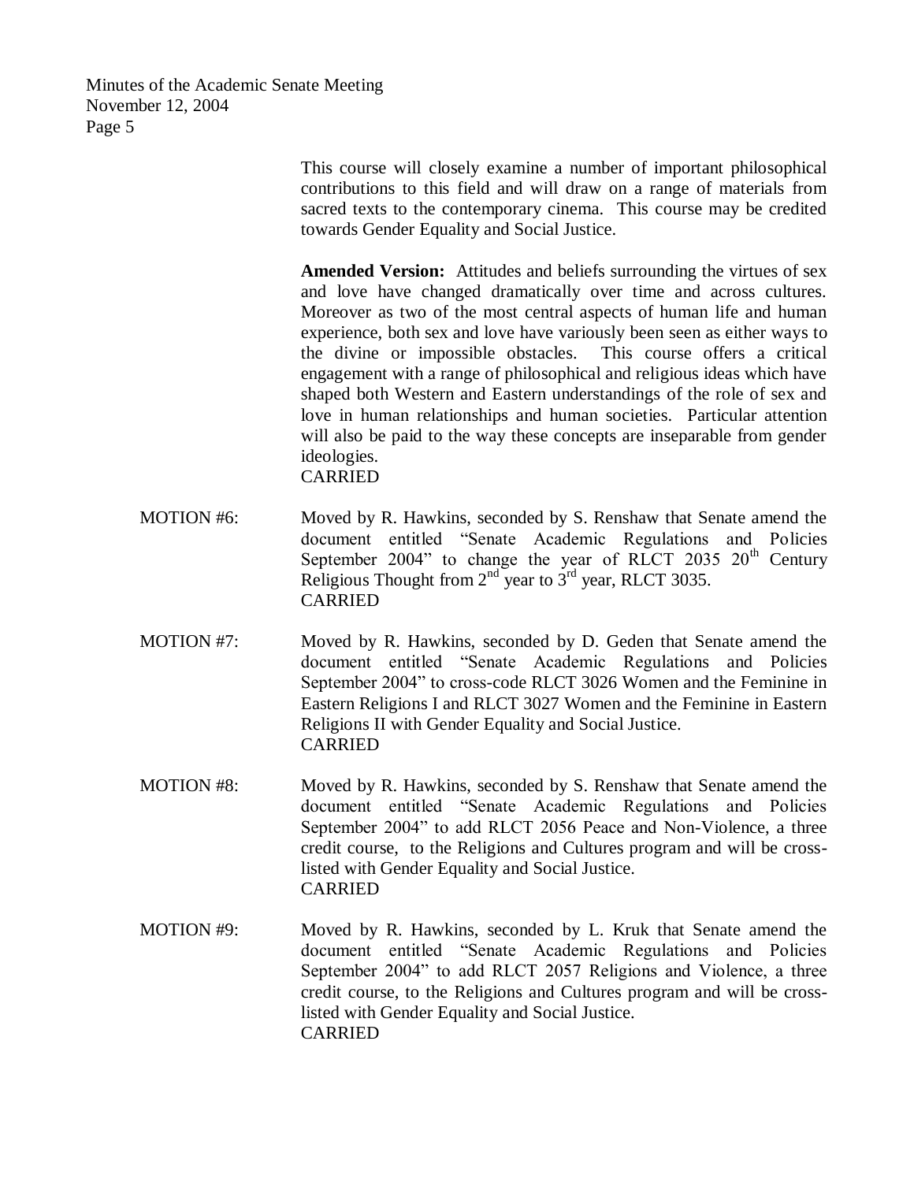This course will closely examine a number of important philosophical contributions to this field and will draw on a range of materials from sacred texts to the contemporary cinema. This course may be credited towards Gender Equality and Social Justice.

**Amended Version:** Attitudes and beliefs surrounding the virtues of sex and love have changed dramatically over time and across cultures. Moreover as two of the most central aspects of human life and human experience, both sex and love have variously been seen as either ways to the divine or impossible obstacles. This course offers a critical engagement with a range of philosophical and religious ideas which have shaped both Western and Eastern understandings of the role of sex and love in human relationships and human societies. Particular attention will also be paid to the way these concepts are inseparable from gender ideologies.
CARRIED

MOTION #6: Moved by R. Hawkins, seconded by S. Renshaw that Senate amend the document entitled "Senate Academic Regulations and Policies September 2004" to change the year of RLCT 2035 20th Century Religious Thought from 2nd year to 3rd year, RLCT 3035.
CARRIED

MOTION #7: Moved by R. Hawkins, seconded by D. Geden that Senate amend the document entitled "Senate Academic Regulations and Policies September 2004" to cross-code RLCT 3026 Women and the Feminine in Eastern Religions I and RLCT 3027 Women and the Feminine in Eastern Religions II with Gender Equality and Social Justice.
CARRIED

MOTION #8: Moved by R. Hawkins, seconded by S. Renshaw that Senate amend the document entitled "Senate Academic Regulations and Policies September 2004" to add RLCT 2056 Peace and Non-Violence, a three credit course, to the Religions and Cultures program and will be cross-listed with Gender Equality and Social Justice.
CARRIED

MOTION #9: Moved by R. Hawkins, seconded by L. Kruk that Senate amend the document entitled "Senate Academic Regulations and Policies September 2004" to add RLCT 2057 Religions and Violence, a three credit course, to the Religions and Cultures program and will be cross-listed with Gender Equality and Social Justice.
CARRIED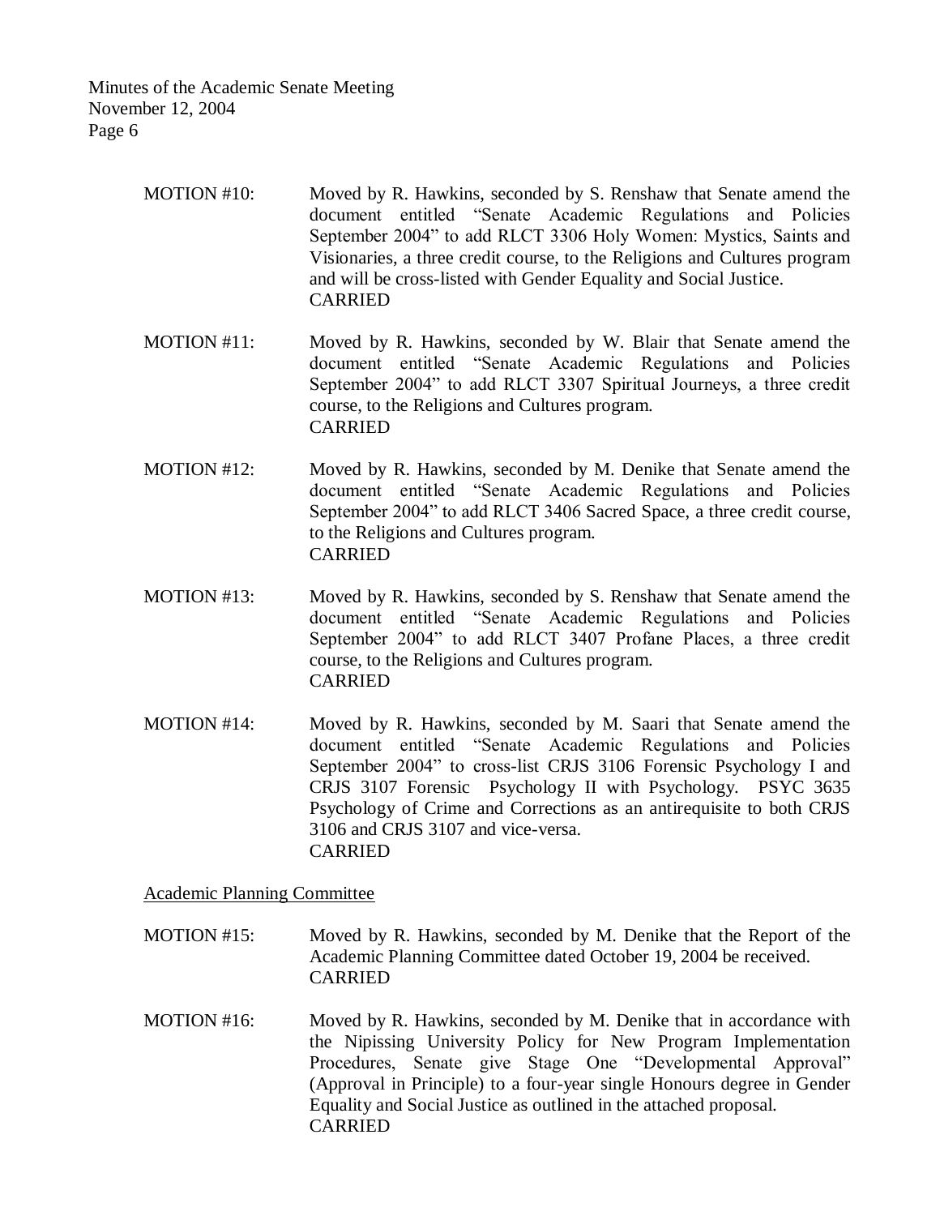MOTION #10: Moved by R. Hawkins, seconded by S. Renshaw that Senate amend the document entitled "Senate Academic Regulations and Policies September 2004" to add RLCT 3306 Holy Women: Mystics, Saints and Visionaries, a three credit course, to the Religions and Cultures program and will be cross-listed with Gender Equality and Social Justice.
CARRIED

MOTION #11: Moved by R. Hawkins, seconded by W. Blair that Senate amend the document entitled "Senate Academic Regulations and Policies September 2004" to add RLCT 3307 Spiritual Journeys, a three credit course, to the Religions and Cultures program.
CARRIED

MOTION #12: Moved by R. Hawkins, seconded by M. Denike that Senate amend the document entitled "Senate Academic Regulations and Policies September 2004" to add RLCT 3406 Sacred Space, a three credit course, to the Religions and Cultures program.
CARRIED

MOTION #13: Moved by R. Hawkins, seconded by S. Renshaw that Senate amend the document entitled "Senate Academic Regulations and Policies September 2004" to add RLCT 3407 Profane Places, a three credit course, to the Religions and Cultures program.
CARRIED

MOTION #14: Moved by R. Hawkins, seconded by M. Saari that Senate amend the document entitled "Senate Academic Regulations and Policies September 2004" to cross-list CRJS 3106 Forensic Psychology I and CRJS 3107 Forensic Psychology II with Psychology. PSYC 3635 Psychology of Crime and Corrections as an antirequisite to both CRJS 3106 and CRJS 3107 and vice-versa.
CARRIED

<u>Academic Planning Committee</u>

MOTION #15: Moved by R. Hawkins, seconded by M. Denike that the Report of the Academic Planning Committee dated October 19, 2004 be received.
CARRIED

MOTION #16: Moved by R. Hawkins, seconded by M. Denike that in accordance with the Nipissing University Policy for New Program Implementation Procedures, Senate give Stage One "Developmental Approval" (Approval in Principle) to a four-year single Honours degree in Gender Equality and Social Justice as outlined in the attached proposal.
CARRIED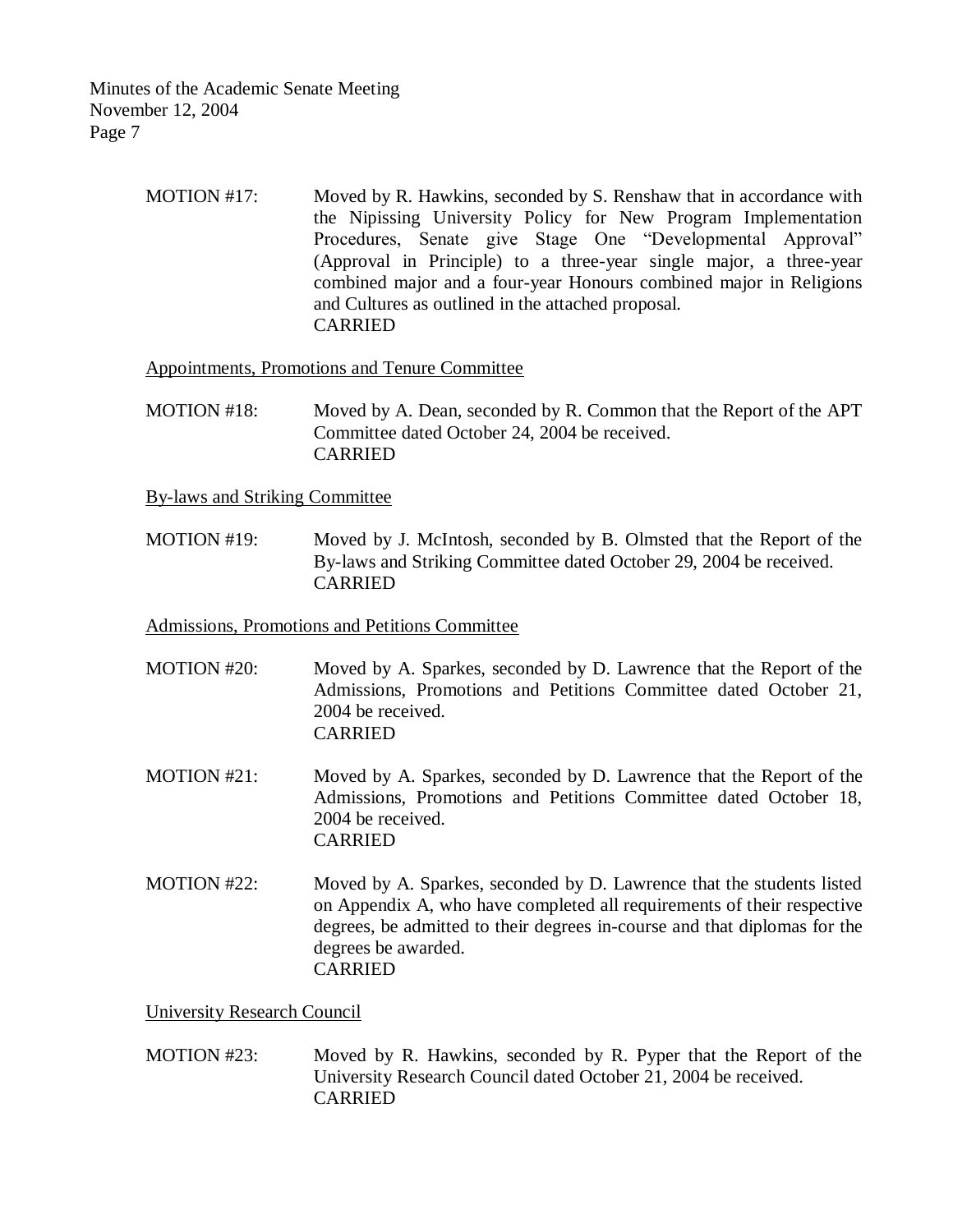MOTION #17: Moved by R. Hawkins, seconded by S. Renshaw that in accordance with the Nipissing University Policy for New Program Implementation Procedures, Senate give Stage One "Developmental Approval" (Approval in Principle) to a three-year single major, a three-year combined major and a four-year Honours combined major in Religions and Cultures as outlined in the attached proposal.
CARRIED

Appointments, Promotions and Tenure Committee

MOTION #18: Moved by A. Dean, seconded by R. Common that the Report of the APT Committee dated October 24, 2004 be received.
CARRIED

By-laws and Striking Committee

MOTION #19: Moved by J. McIntosh, seconded by B. Olmsted that the Report of the By-laws and Striking Committee dated October 29, 2004 be received.
CARRIED

Admissions, Promotions and Petitions Committee

MOTION #20: Moved by A. Sparkes, seconded by D. Lawrence that the Report of the Admissions, Promotions and Petitions Committee dated October 21, 2004 be received.
CARRIED

MOTION #21: Moved by A. Sparkes, seconded by D. Lawrence that the Report of the Admissions, Promotions and Petitions Committee dated October 18, 2004 be received.
CARRIED

MOTION #22: Moved by A. Sparkes, seconded by D. Lawrence that the students listed on Appendix A, who have completed all requirements of their respective degrees, be admitted to their degrees in-course and that diplomas for the degrees be awarded.
CARRIED

University Research Council

MOTION #23: Moved by R. Hawkins, seconded by R. Pyper that the Report of the University Research Council dated October 21, 2004 be received.
CARRIED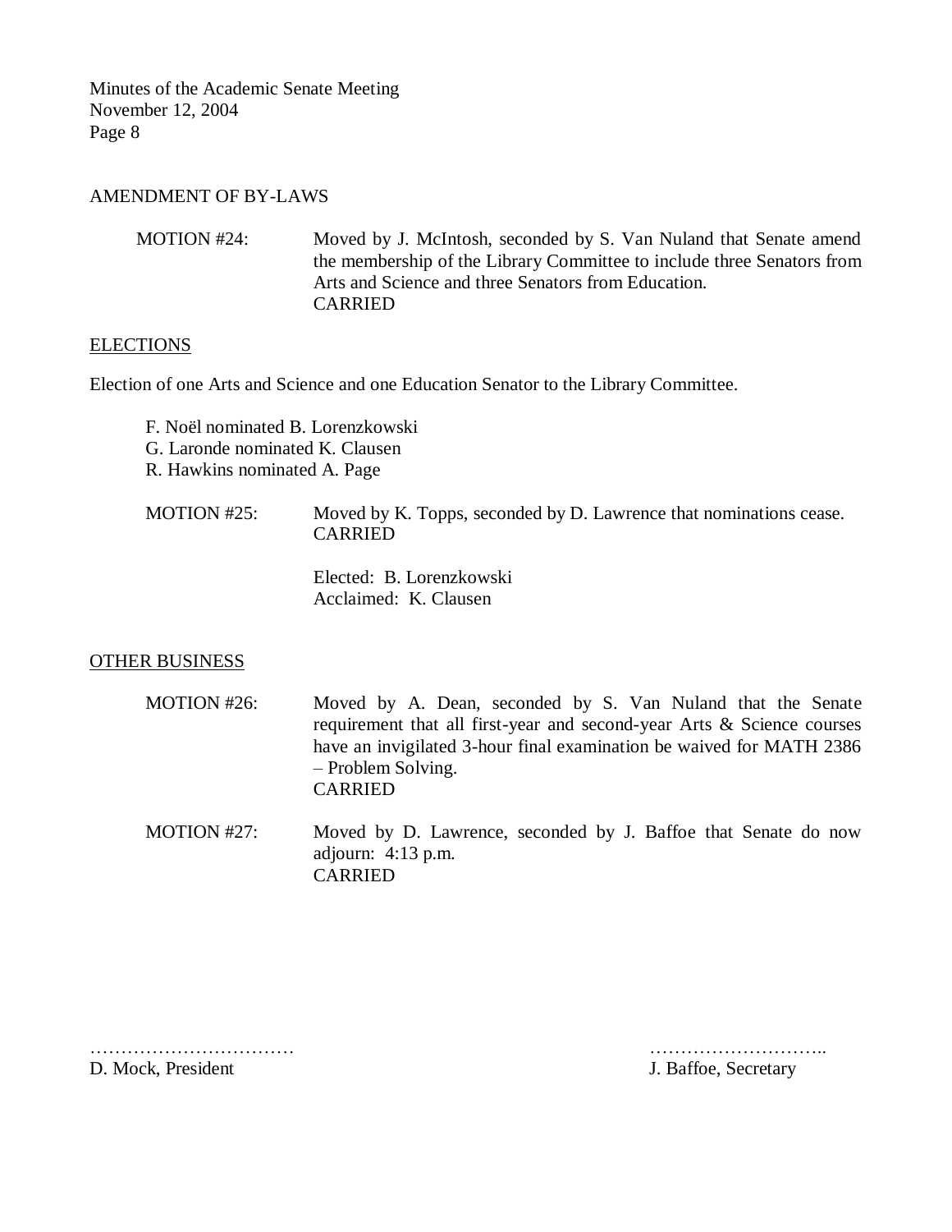## AMENDMENT OF BY-LAWS

MOTION #24: Moved by J. McIntosh, seconded by S. Van Nuland that Senate amend the membership of the Library Committee to include three Senators from Arts and Science and three Senators from Education.
CARRIED

## ELECTIONS

Election of one Arts and Science and one Education Senator to the Library Committee.

F. Noël nominated B. Lorenzkowski
G. Laronde nominated K. Clausen
R. Hawkins nominated A. Page

MOTION #25: Moved by K. Topps, seconded by D. Lawrence that nominations cease.
CARRIED

Elected: B. Lorenzkowski
Acclaimed: K. Clausen

## OTHER BUSINESS

MOTION #26: Moved by A. Dean, seconded by S. Van Nuland that the Senate requirement that all first-year and second-year Arts & Science courses have an invigilated 3-hour final examination be waived for MATH 2386 – Problem Solving.
CARRIED

MOTION #27: Moved by D. Lawrence, seconded by J. Baffoe that Senate do now adjourn: 4:13 p.m.
CARRIED

……………………………
D. Mock, President

………………………..
J. Baffoe, Secretary